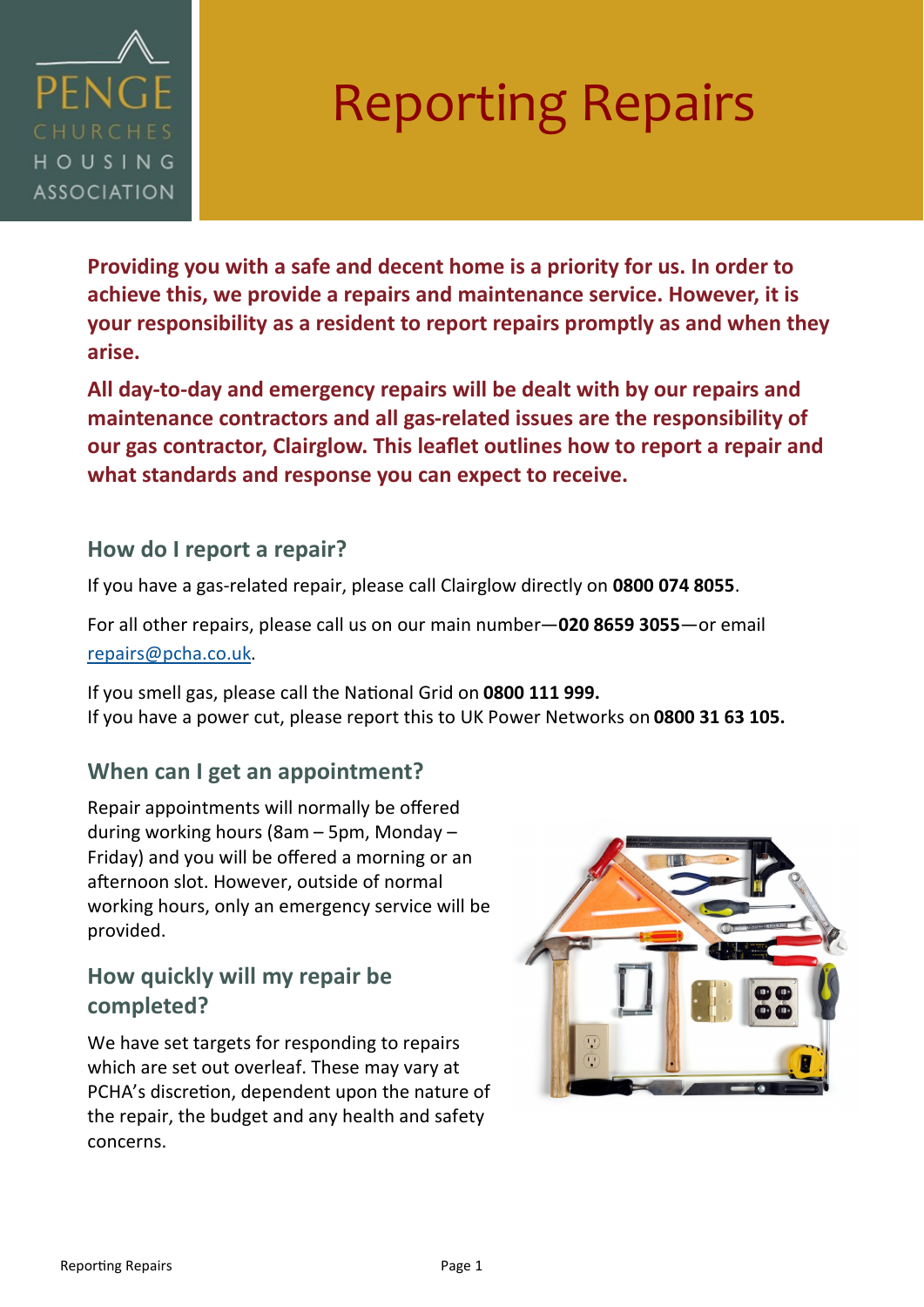PENGE CHURCHES HOUSING ASSOCIATION

# Reporting Repairs

**Providing you with a safe and decent home is a priority for us. In order to achieve this, we provide a repairs and maintenance service. However, it is your responsibility as a resident to report repairs promptly as and when they arise.**

**All day-to-day and emergency repairs will be dealt with by our repairs and maintenance contractors and all gas-related issues are the responsibility of our gas contractor, Clairglow. This leaflet outlines how to report a repair and what standards and response you can expect to receive.**

## How do I report a repair?

If you have a gas-related repair, please call Clairglow directly on **0800 074 8055**.

For all other repairs, please call us on our main number—**020 8659 3055**—or email [repairs@pcha.co.uk](mailto:repairs@pcha.co.uk).

If you smell gas, please call the National Grid on **0800 111 999.**
If you have a power cut, please report this to UK Power Networks on **0800 31 63 105.**

## When can I get an appointment?

Repair appointments will normally be offered during working hours (8am – 5pm, Monday – Friday) and you will be offered a morning or an afternoon slot. However, outside of normal working hours, only an emergency service will be provided.

## How quickly will my repair be completed?

We have set targets for responding to repairs which are set out overleaf. These may vary at PCHA's discretion, dependent upon the nature of the repair, the budget and any health and safety concerns.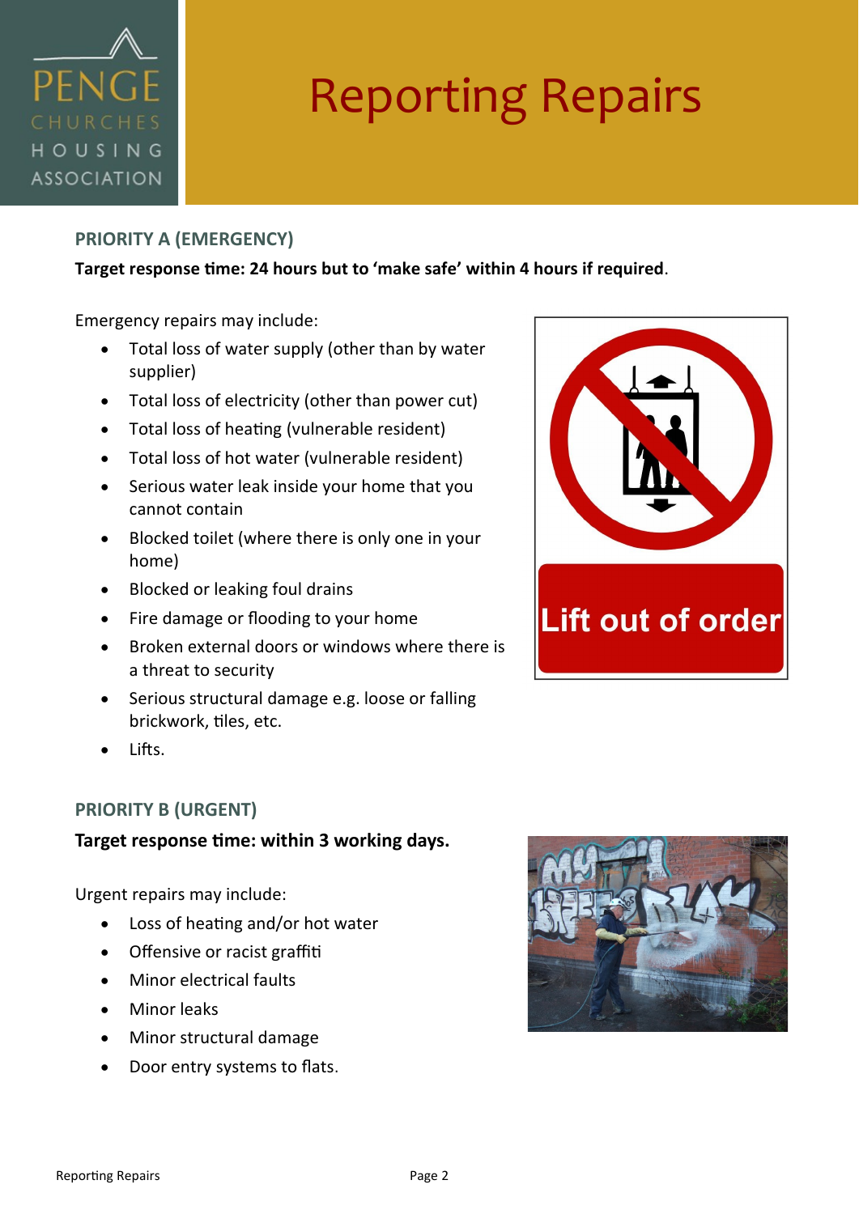# Reporting Repairs

## PRIORITY A (EMERGENCY)

**Target response time: 24 hours but to 'make safe' within 4 hours if required**.

Emergency repairs may include:

- Total loss of water supply (other than by water supplier)
- Total loss of electricity (other than power cut)
- Total loss of heating (vulnerable resident)
- Total loss of hot water (vulnerable resident)
- Serious water leak inside your home that you cannot contain
- Blocked toilet (where there is only one in your home)
- Blocked or leaking foul drains
- Fire damage or flooding to your home
- Broken external doors or windows where there is a threat to security
- Serious structural damage e.g. loose or falling brickwork, tiles, etc.
- Lifts.

## PRIORITY B (URGENT)

**Target response time: within 3 working days.**

Urgent repairs may include:

- Loss of heating and/or hot water
- Offensive or racist graffiti
- Minor electrical faults
- Minor leaks
- Minor structural damage
- Door entry systems to flats.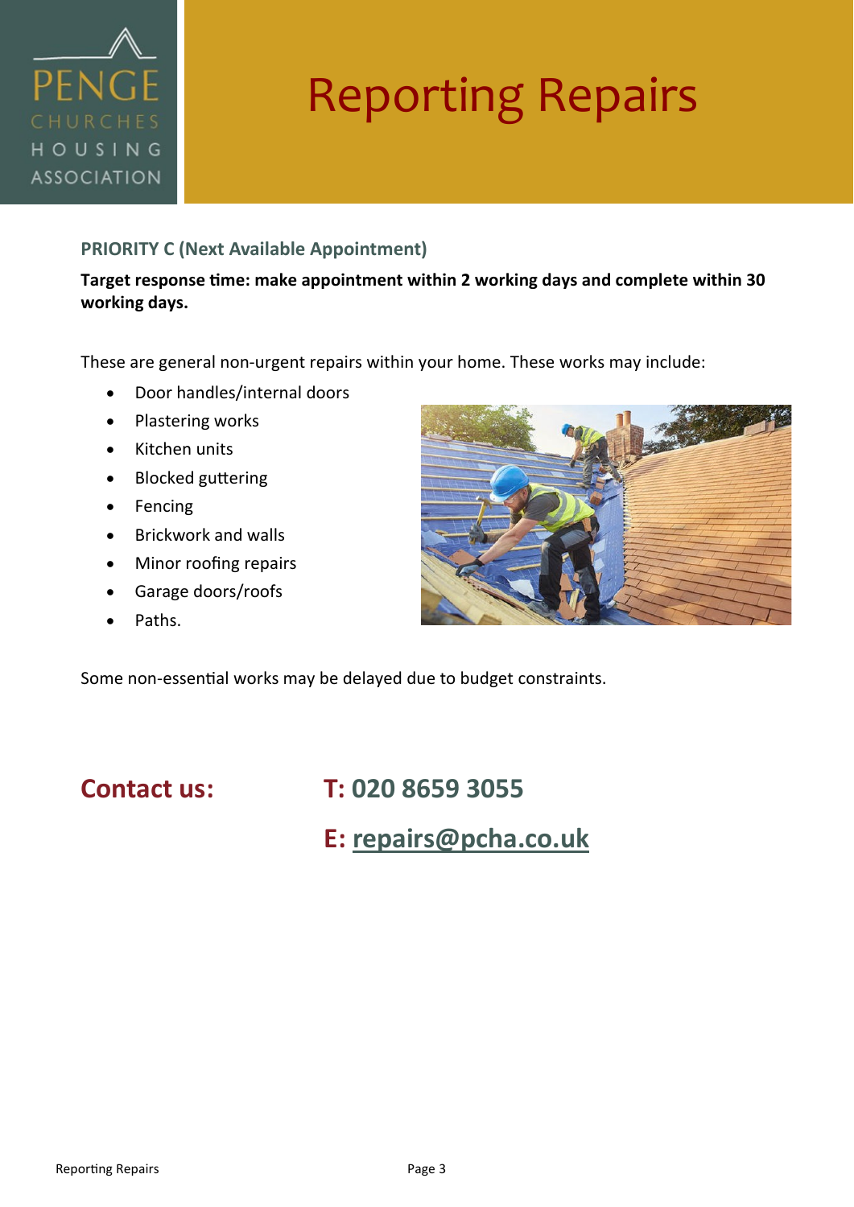# Reporting Repairs

### PRIORITY C (Next Available Appointment)

**Target response time: make appointment within 2 working days and complete within 30 working days.**

These are general non-urgent repairs within your home. These works may include:

- Door handles/internal doors
- Plastering works
- Kitchen units
- Blocked guttering
- Fencing
- Brickwork and walls
- Minor roofing repairs
- Garage doors/roofs
- Paths.

Some non-essential works may be delayed due to budget constraints.

## Contact us:

**T: 020 8659 3055**

**E: repairs@pcha.co.uk**